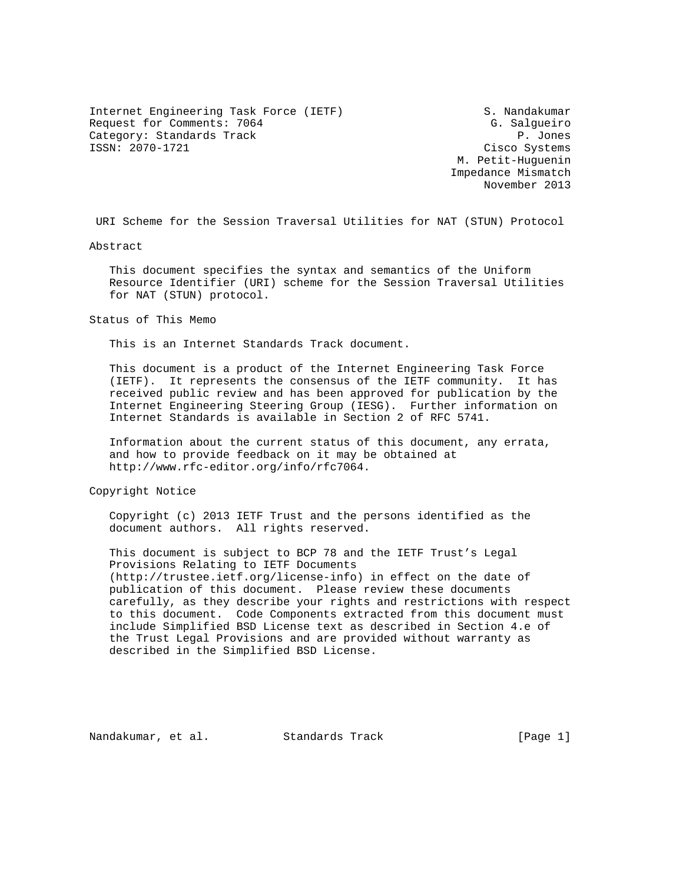Internet Engineering Task Force (IETF)  
Request for Comments: 7064  
Category: Standards Track  
ISSN: 2070-1721

S. Nandakumar  
G. Salgueiro  
P. Jones  
Cisco Systems  
M. Petit-Huguenin  
Impedance Mismatch  
November 2013

# URI Scheme for the Session Traversal Utilities for NAT (STUN) Protocol

## Abstract

This document specifies the syntax and semantics of the Uniform Resource Identifier (URI) scheme for the Session Traversal Utilities for NAT (STUN) protocol.

## Status of This Memo

This is an Internet Standards Track document.

This document is a product of the Internet Engineering Task Force (IETF). It represents the consensus of the IETF community. It has received public review and has been approved for publication by the Internet Engineering Steering Group (IESG). Further information on Internet Standards is available in Section 2 of RFC 5741.

Information about the current status of this document, any errata, and how to provide feedback on it may be obtained at http://www.rfc-editor.org/info/rfc7064.

## Copyright Notice

Copyright (c) 2013 IETF Trust and the persons identified as the document authors. All rights reserved.

This document is subject to BCP 78 and the IETF Trust's Legal Provisions Relating to IETF Documents (http://trustee.ietf.org/license-info) in effect on the date of publication of this document. Please review these documents carefully, as they describe your rights and restrictions with respect to this document. Code Components extracted from this document must include Simplified BSD License text as described in Section 4.e of the Trust Legal Provisions and are provided without warranty as described in the Simplified BSD License.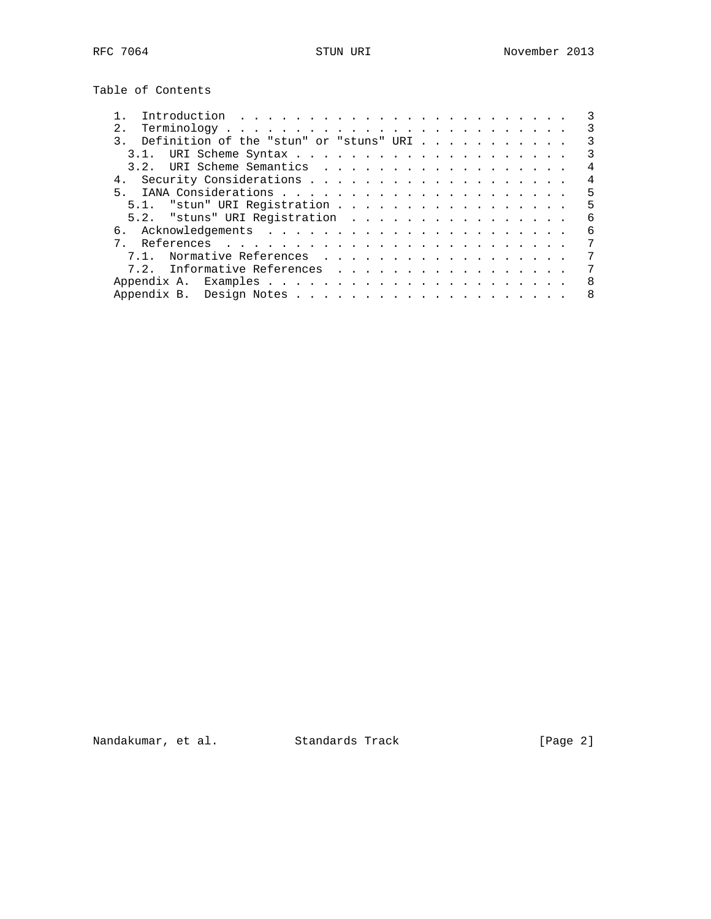## Table of Contents

```
   1.  Introduction  . . . . . . . . . . . . . . . . . . . . . . . .   3
   2.  Terminology . . . . . . . . . . . . . . . . . . . . . . . . .   3
   3.  Definition of the "stun" or "stuns" URI . . . . . . . . . . .   3
     3.1.  URI Scheme Syntax . . . . . . . . . . . . . . . . . . . .   3
     3.2.  URI Scheme Semantics  . . . . . . . . . . . . . . . . . .   4
   4.  Security Considerations . . . . . . . . . . . . . . . . . . .   4
   5.  IANA Considerations . . . . . . . . . . . . . . . . . . . . .   5
     5.1.  "stun" URI Registration . . . . . . . . . . . . . . . . .   5
     5.2.  "stuns" URI Registration  . . . . . . . . . . . . . . . .   6
   6.  Acknowledgements  . . . . . . . . . . . . . . . . . . . . . .   6
   7.  References  . . . . . . . . . . . . . . . . . . . . . . . . .   7
     7.1.  Normative References  . . . . . . . . . . . . . . . . . .   7
     7.2.  Informative References  . . . . . . . . . . . . . . . . .   7
   Appendix A.  Examples . . . . . . . . . . . . . . . . . . . . . .   8
   Appendix B.  Design Notes . . . . . . . . . . . . . . . . . . . .   8
```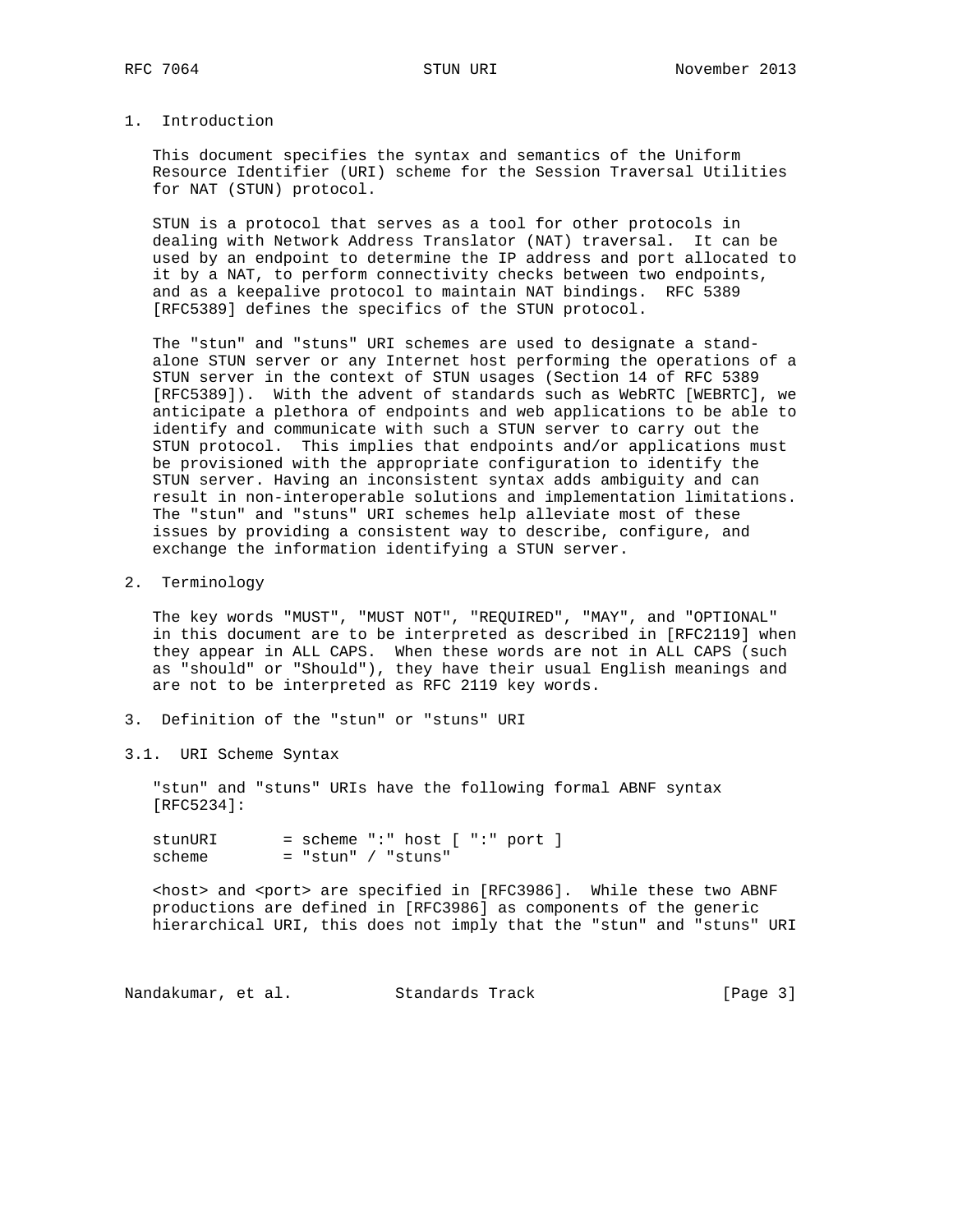## 1. Introduction

This document specifies the syntax and semantics of the Uniform Resource Identifier (URI) scheme for the Session Traversal Utilities for NAT (STUN) protocol.

STUN is a protocol that serves as a tool for other protocols in dealing with Network Address Translator (NAT) traversal. It can be used by an endpoint to determine the IP address and port allocated to it by a NAT, to perform connectivity checks between two endpoints, and as a keepalive protocol to maintain NAT bindings. RFC 5389 [RFC5389] defines the specifics of the STUN protocol.

The "stun" and "stuns" URI schemes are used to designate a stand-alone STUN server or any Internet host performing the operations of a STUN server in the context of STUN usages (Section 14 of RFC 5389 [RFC5389]). With the advent of standards such as WebRTC [WEBRTC], we anticipate a plethora of endpoints and web applications to be able to identify and communicate with such a STUN server to carry out the STUN protocol. This implies that endpoints and/or applications must be provisioned with the appropriate configuration to identify the STUN server. Having an inconsistent syntax adds ambiguity and can result in non-interoperable solutions and implementation limitations. The "stun" and "stuns" URI schemes help alleviate most of these issues by providing a consistent way to describe, configure, and exchange the information identifying a STUN server.

## 2. Terminology

The key words "MUST", "MUST NOT", "REQUIRED", "MAY", and "OPTIONAL" in this document are to be interpreted as described in [RFC2119] when they appear in ALL CAPS. When these words are not in ALL CAPS (such as "should" or "Should"), they have their usual English meanings and are not to be interpreted as RFC 2119 key words.

## 3. Definition of the "stun" or "stuns" URI

### 3.1. URI Scheme Syntax

"stun" and "stuns" URIs have the following formal ABNF syntax [RFC5234]:

```
stunURI       = scheme ":" host [ ":" port ]
scheme        = "stun" / "stuns"
```

<host> and <port> are specified in [RFC3986]. While these two ABNF productions are defined in [RFC3986] as components of the generic hierarchical URI, this does not imply that the "stun" and "stuns" URI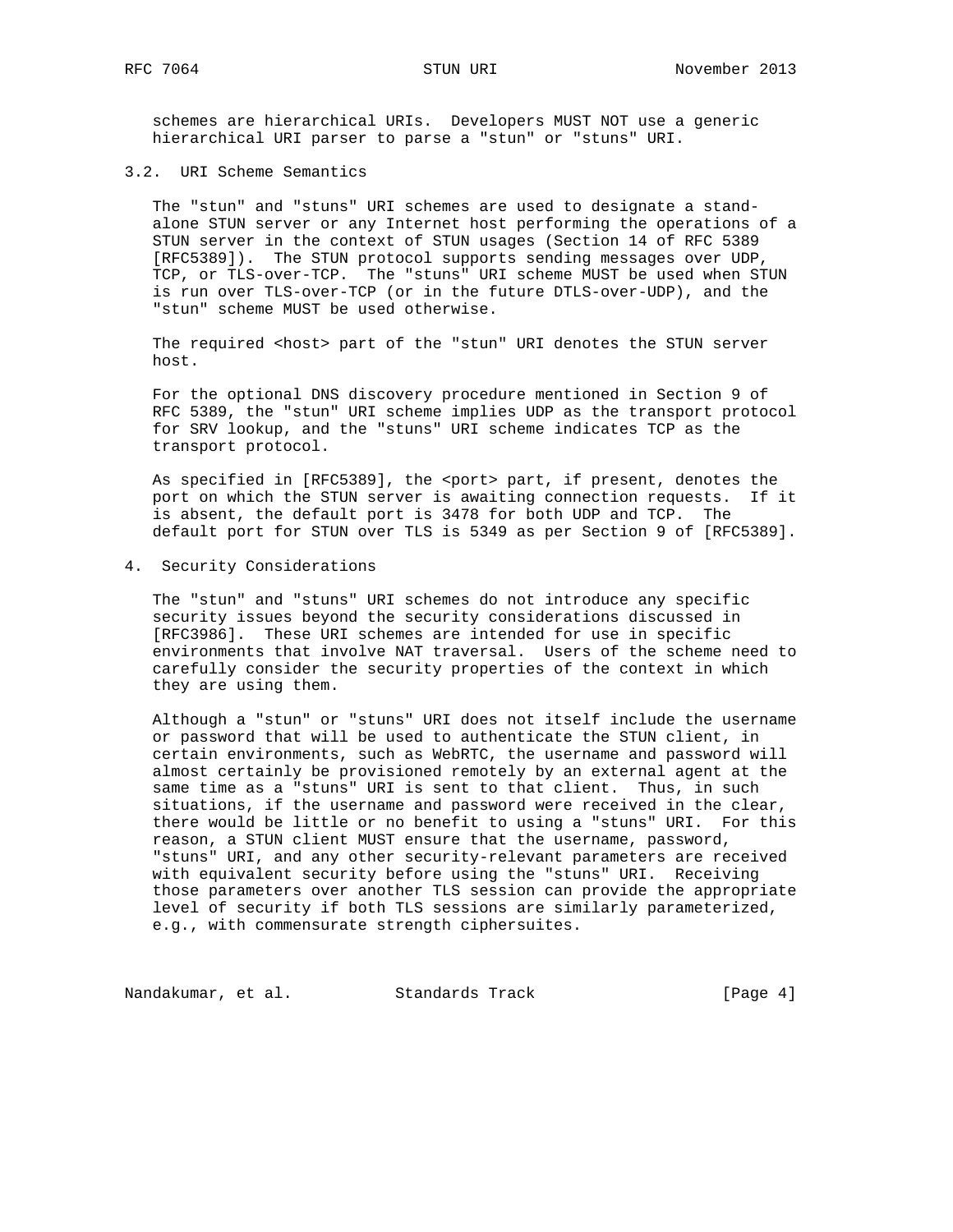schemes are hierarchical URIs. Developers MUST NOT use a generic hierarchical URI parser to parse a "stun" or "stuns" URI.

### 3.2. URI Scheme Semantics

The "stun" and "stuns" URI schemes are used to designate a stand-alone STUN server or any Internet host performing the operations of a STUN server in the context of STUN usages (Section 14 of RFC 5389 [RFC5389]). The STUN protocol supports sending messages over UDP, TCP, or TLS-over-TCP. The "stuns" URI scheme MUST be used when STUN is run over TLS-over-TCP (or in the future DTLS-over-UDP), and the "stun" scheme MUST be used otherwise.

The required <host> part of the "stun" URI denotes the STUN server host.

For the optional DNS discovery procedure mentioned in Section 9 of RFC 5389, the "stun" URI scheme implies UDP as the transport protocol for SRV lookup, and the "stuns" URI scheme indicates TCP as the transport protocol.

As specified in [RFC5389], the <port> part, if present, denotes the port on which the STUN server is awaiting connection requests. If it is absent, the default port is 3478 for both UDP and TCP. The default port for STUN over TLS is 5349 as per Section 9 of [RFC5389].

## 4. Security Considerations

The "stun" and "stuns" URI schemes do not introduce any specific security issues beyond the security considerations discussed in [RFC3986]. These URI schemes are intended for use in specific environments that involve NAT traversal. Users of the scheme need to carefully consider the security properties of the context in which they are using them.

Although a "stun" or "stuns" URI does not itself include the username or password that will be used to authenticate the STUN client, in certain environments, such as WebRTC, the username and password will almost certainly be provisioned remotely by an external agent at the same time as a "stuns" URI is sent to that client. Thus, in such situations, if the username and password were received in the clear, there would be little or no benefit to using a "stuns" URI. For this reason, a STUN client MUST ensure that the username, password, "stuns" URI, and any other security-relevant parameters are received with equivalent security before using the "stuns" URI. Receiving those parameters over another TLS session can provide the appropriate level of security if both TLS sessions are similarly parameterized, e.g., with commensurate strength ciphersuites.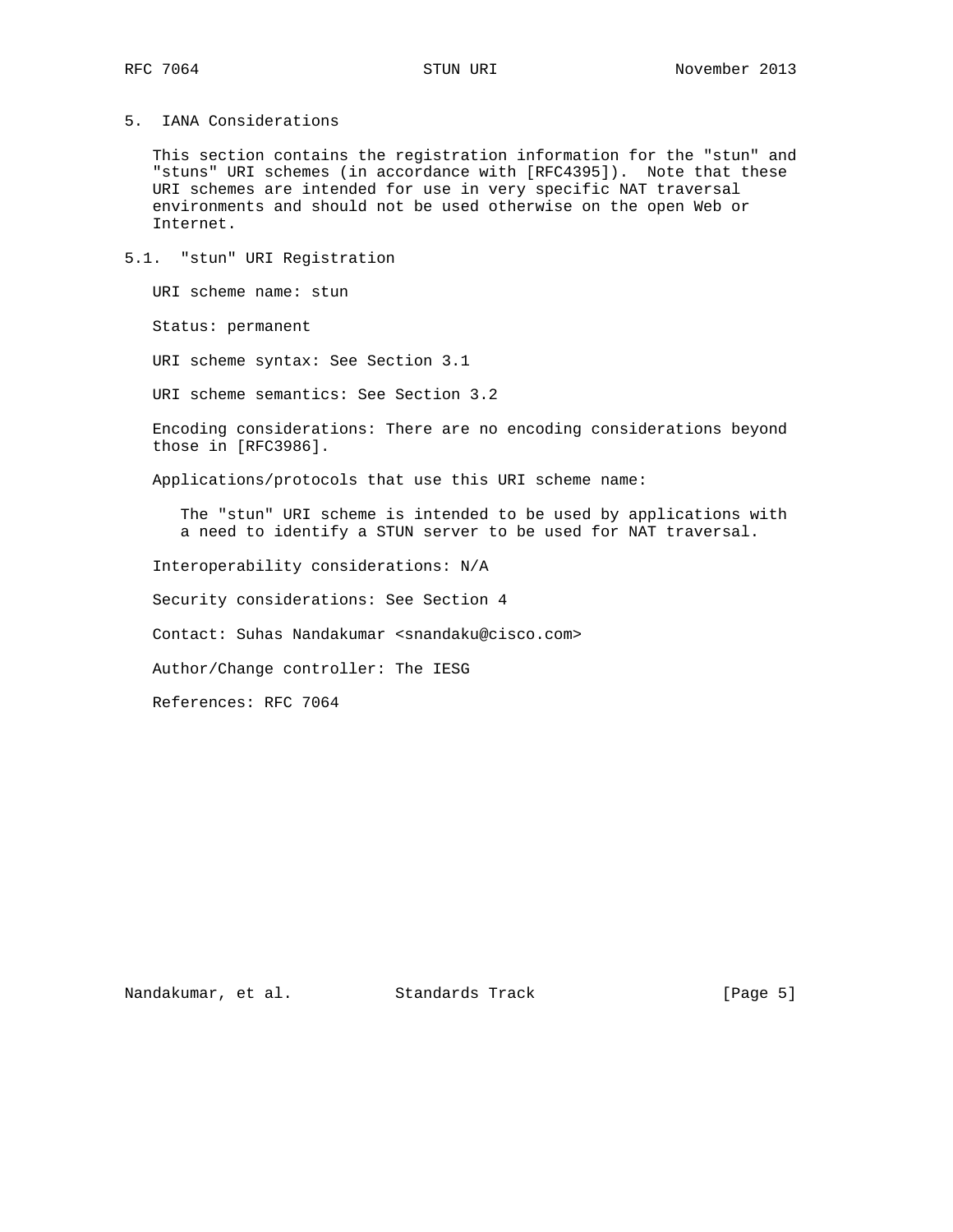## 5. IANA Considerations

This section contains the registration information for the "stun" and "stuns" URI schemes (in accordance with [RFC4395]). Note that these URI schemes are intended for use in very specific NAT traversal environments and should not be used otherwise on the open Web or Internet.

### 5.1. "stun" URI Registration

URI scheme name: stun

Status: permanent

URI scheme syntax: See Section 3.1

URI scheme semantics: See Section 3.2

Encoding considerations: There are no encoding considerations beyond those in [RFC3986].

Applications/protocols that use this URI scheme name:

> The "stun" URI scheme is intended to be used by applications with a need to identify a STUN server to be used for NAT traversal.

Interoperability considerations: N/A

Security considerations: See Section 4

Contact: Suhas Nandakumar <snandaku@cisco.com>

Author/Change controller: The IESG

References: RFC 7064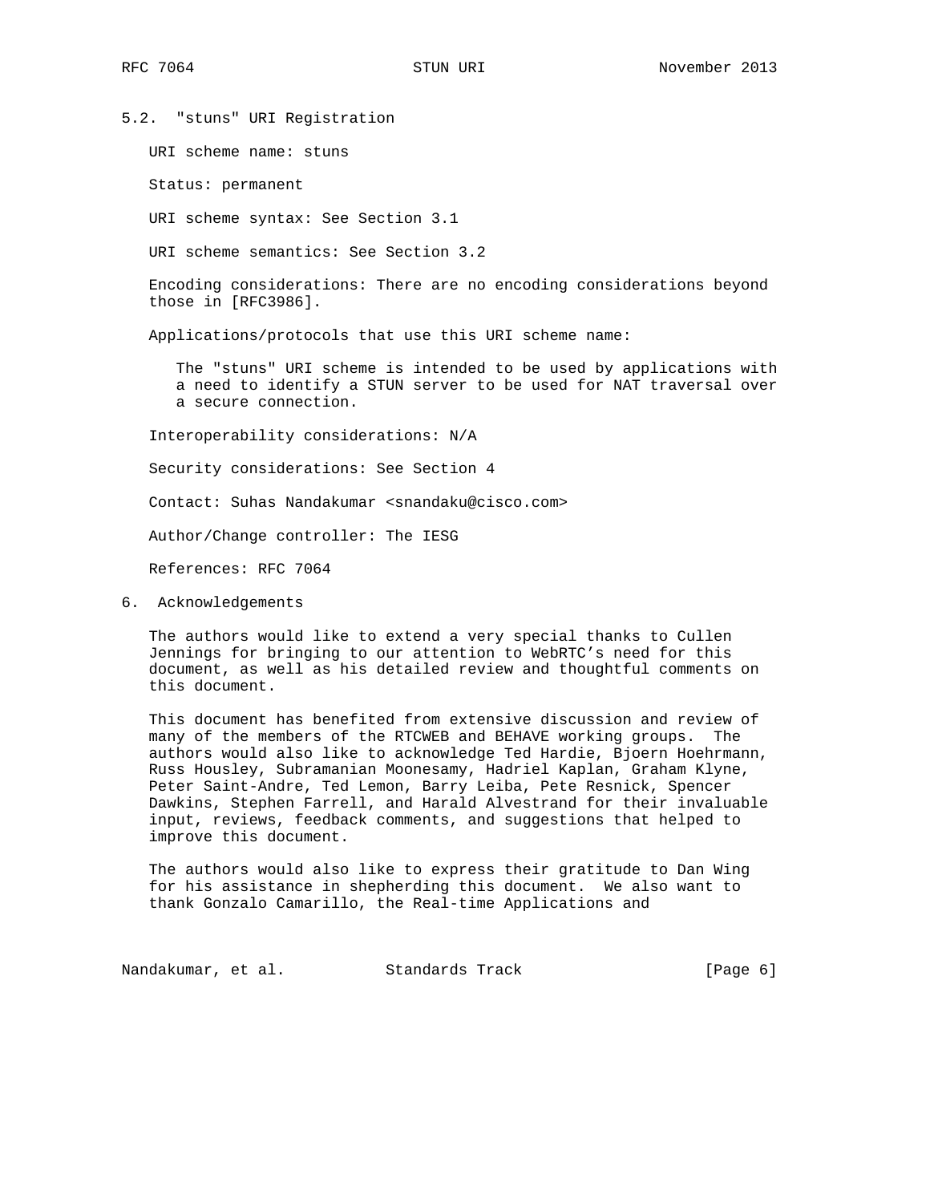## 5.2. "stuns" URI Registration

URI scheme name: stuns

Status: permanent

URI scheme syntax: See Section 3.1

URI scheme semantics: See Section 3.2

Encoding considerations: There are no encoding considerations beyond those in [RFC3986].

Applications/protocols that use this URI scheme name:

The "stuns" URI scheme is intended to be used by applications with a need to identify a STUN server to be used for NAT traversal over a secure connection.

Interoperability considerations: N/A

Security considerations: See Section 4

Contact: Suhas Nandakumar <snandaku@cisco.com>

Author/Change controller: The IESG

References: RFC 7064

# 6. Acknowledgements

The authors would like to extend a very special thanks to Cullen Jennings for bringing to our attention to WebRTC's need for this document, as well as his detailed review and thoughtful comments on this document.

This document has benefited from extensive discussion and review of many of the members of the RTCWEB and BEHAVE working groups. The authors would also like to acknowledge Ted Hardie, Bjoern Hoehrmann, Russ Housley, Subramanian Moonesamy, Hadriel Kaplan, Graham Klyne, Peter Saint-Andre, Ted Lemon, Barry Leiba, Pete Resnick, Spencer Dawkins, Stephen Farrell, and Harald Alvestrand for their invaluable input, reviews, feedback comments, and suggestions that helped to improve this document.

The authors would also like to express their gratitude to Dan Wing for his assistance in shepherding this document. We also want to thank Gonzalo Camarillo, the Real-time Applications and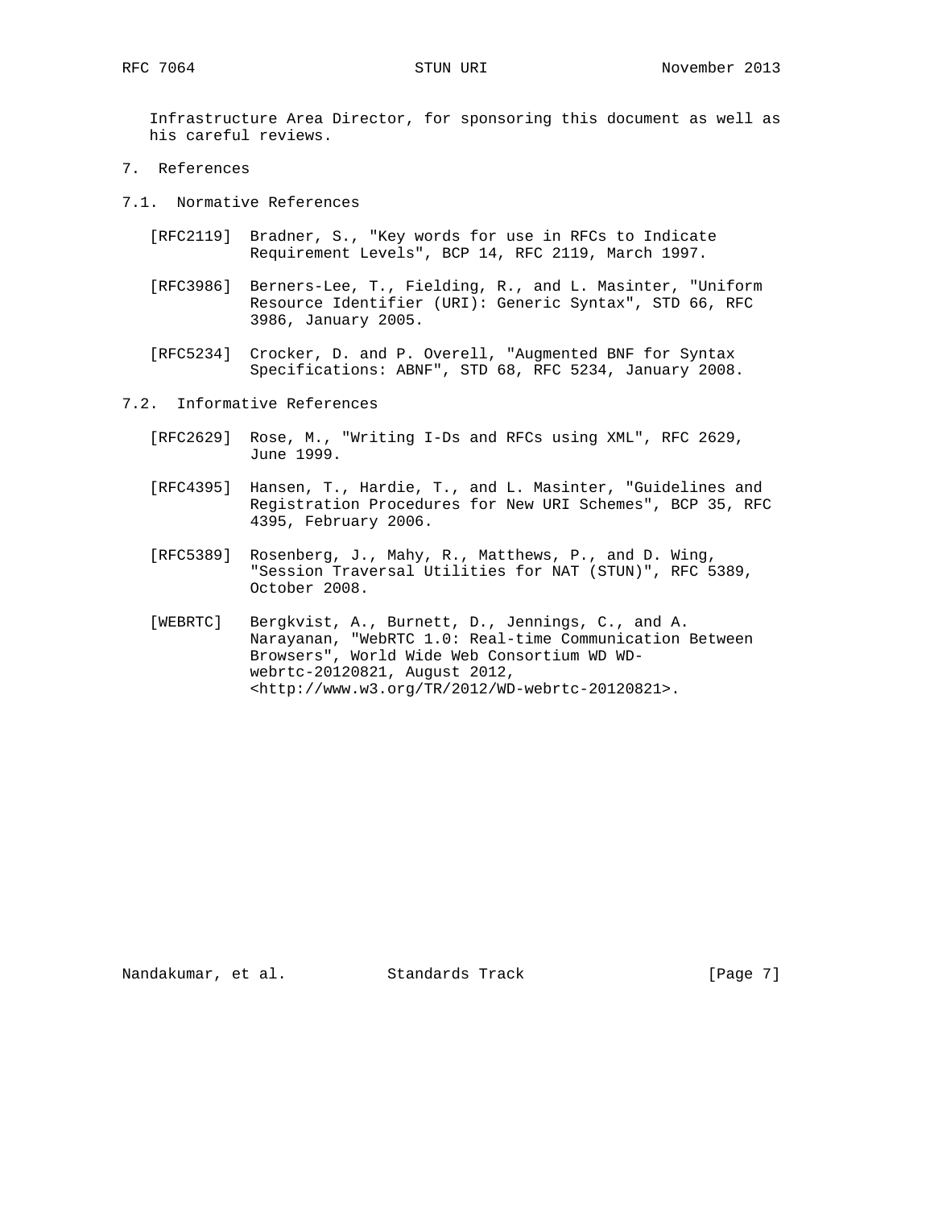Infrastructure Area Director, for sponsoring this document as well as his careful reviews.

## 7. References

### 7.1. Normative References

[RFC2119] Bradner, S., "Key words for use in RFCs to Indicate Requirement Levels", BCP 14, RFC 2119, March 1997.

[RFC3986] Berners-Lee, T., Fielding, R., and L. Masinter, "Uniform Resource Identifier (URI): Generic Syntax", STD 66, RFC 3986, January 2005.

[RFC5234] Crocker, D. and P. Overell, "Augmented BNF for Syntax Specifications: ABNF", STD 68, RFC 5234, January 2008.

### 7.2. Informative References

[RFC2629] Rose, M., "Writing I-Ds and RFCs using XML", RFC 2629, June 1999.

[RFC4395] Hansen, T., Hardie, T., and L. Masinter, "Guidelines and Registration Procedures for New URI Schemes", BCP 35, RFC 4395, February 2006.

[RFC5389] Rosenberg, J., Mahy, R., Matthews, P., and D. Wing, "Session Traversal Utilities for NAT (STUN)", RFC 5389, October 2008.

[WEBRTC] Bergkvist, A., Burnett, D., Jennings, C., and A. Narayanan, "WebRTC 1.0: Real-time Communication Between Browsers", World Wide Web Consortium WD WD-webrtc-20120821, August 2012, <http://www.w3.org/TR/2012/WD-webrtc-20120821>.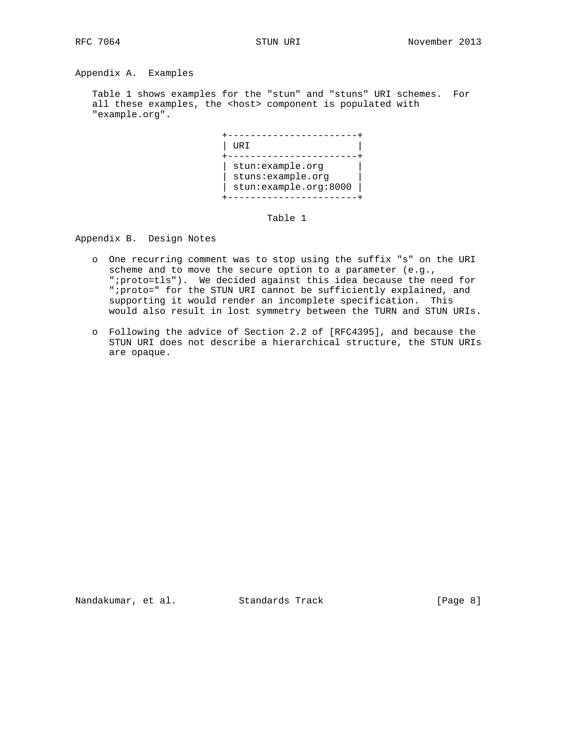## Appendix A. Examples

Table 1 shows examples for the "stun" and "stuns" URI schemes. For all these examples, the <host> component is populated with "example.org".

| URI |
|---|
| stun:example.org |
| stuns:example.org |
| stun:example.org:8000 |

Table 1

## Appendix B. Design Notes

- One recurring comment was to stop using the suffix "s" on the URI scheme and to move the secure option to a parameter (e.g., ";proto=tls"). We decided against this idea because the need for ";proto=" for the STUN URI cannot be sufficiently explained, and supporting it would render an incomplete specification. This would also result in lost symmetry between the TURN and STUN URIs.

- Following the advice of Section 2.2 of [RFC4395], and because the STUN URI does not describe a hierarchical structure, the STUN URIs are opaque.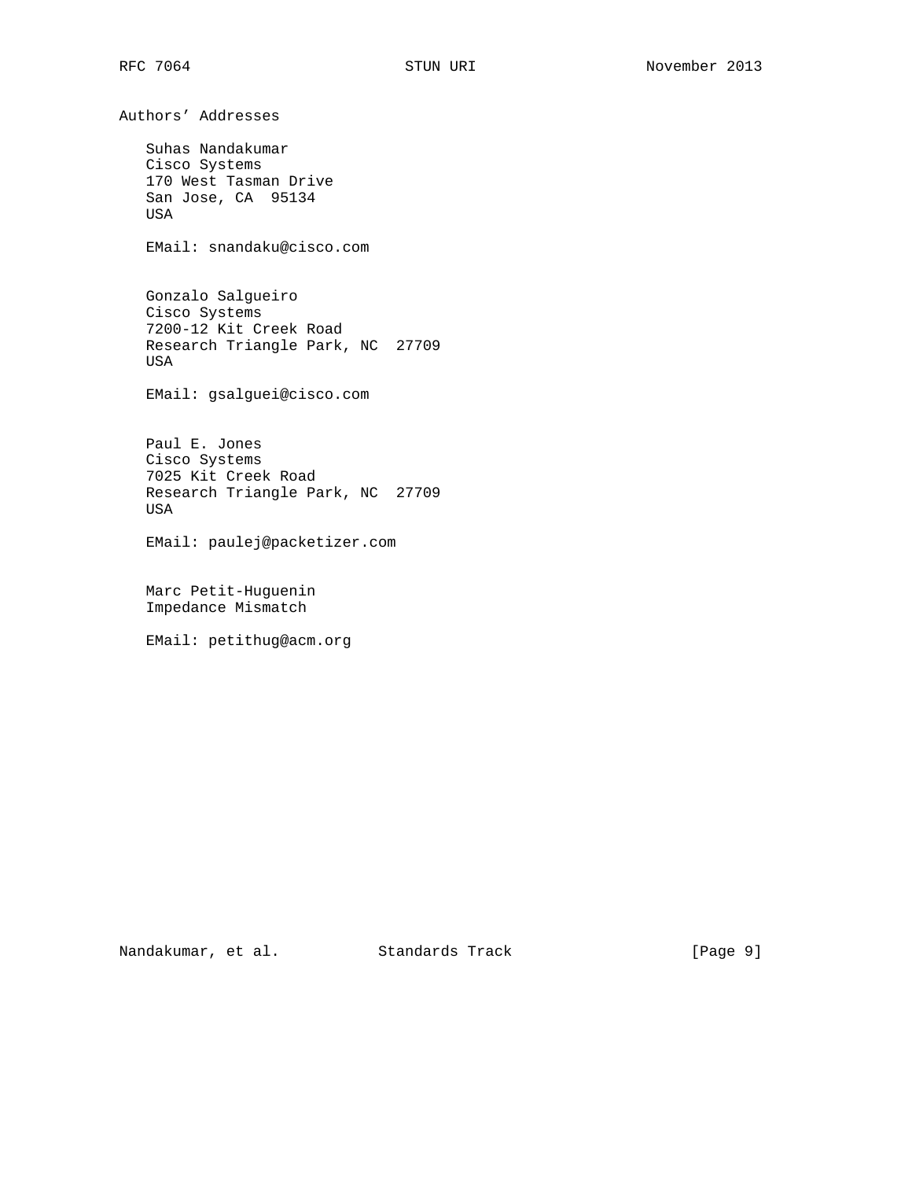## Authors' Addresses

Suhas Nandakumar
Cisco Systems
170 West Tasman Drive
San Jose, CA  95134
USA

EMail: snandaku@cisco.com

Gonzalo Salgueiro
Cisco Systems
7200-12 Kit Creek Road
Research Triangle Park, NC  27709
USA

EMail: gsalguei@cisco.com

Paul E. Jones
Cisco Systems
7025 Kit Creek Road
Research Triangle Park, NC  27709
USA

EMail: paulej@packetizer.com

Marc Petit-Huguenin
Impedance Mismatch

EMail: petithug@acm.org